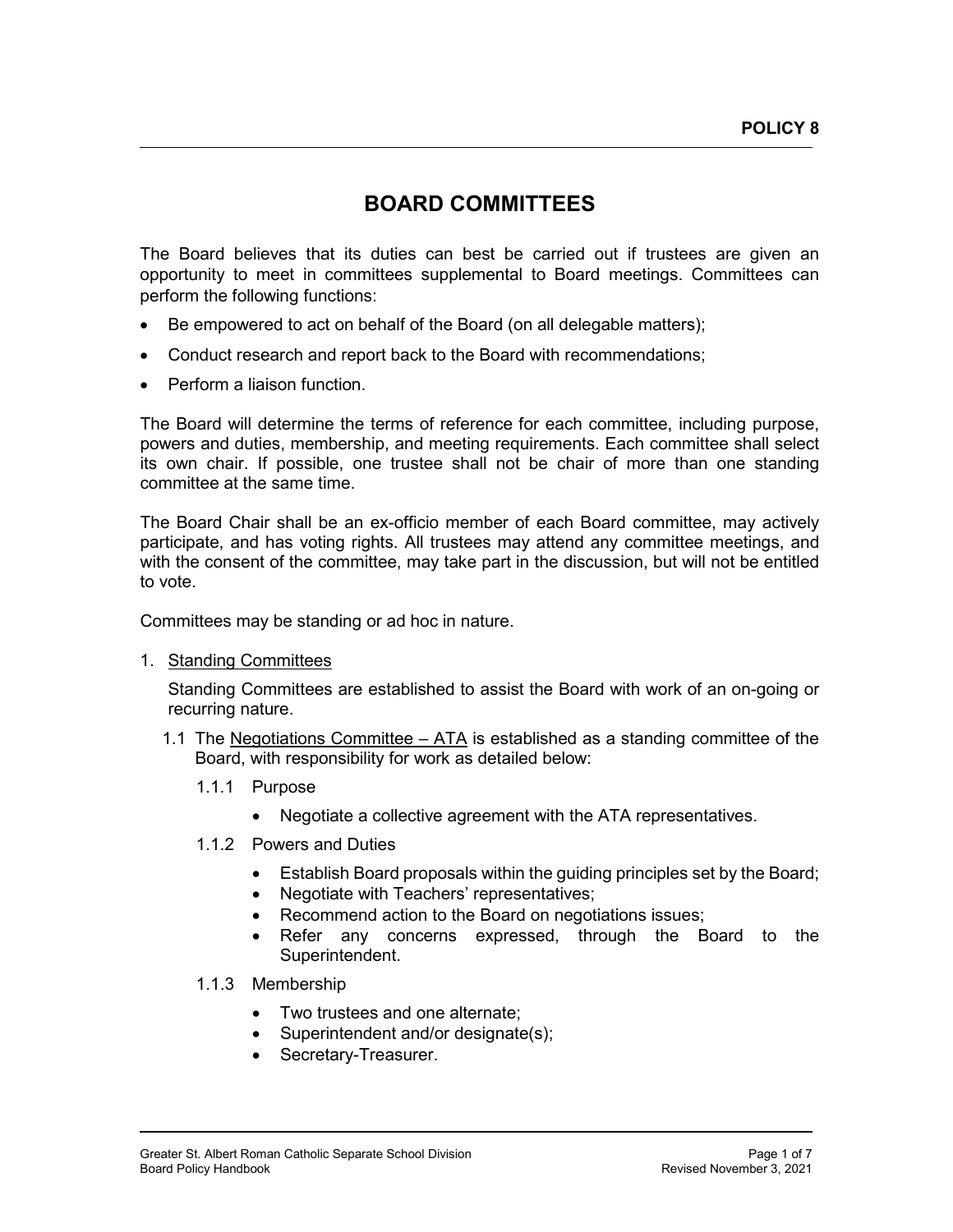**POLICY 8**

# BOARD COMMITTEES

The Board believes that its duties can best be carried out if trustees are given an opportunity to meet in committees supplemental to Board meetings. Committees can perform the following functions:

- Be empowered to act on behalf of the Board (on all delegable matters);
- Conduct research and report back to the Board with recommendations;
- Perform a liaison function.

The Board will determine the terms of reference for each committee, including purpose, powers and duties, membership, and meeting requirements. Each committee shall select its own chair. If possible, one trustee shall not be chair of more than one standing committee at the same time.

The Board Chair shall be an ex-officio member of each Board committee, may actively participate, and has voting rights. All trustees may attend any committee meetings, and with the consent of the committee, may take part in the discussion, but will not be entitled to vote.

Committees may be standing or ad hoc in nature.

1. Standing Committees

   Standing Committees are established to assist the Board with work of an on-going or recurring nature.

   1.1 The Negotiations Committee – ATA is established as a standing committee of the Board, with responsibility for work as detailed below:

      1.1.1 Purpose

      - Negotiate a collective agreement with the ATA representatives.

      1.1.2 Powers and Duties

      - Establish Board proposals within the guiding principles set by the Board;
      - Negotiate with Teachers' representatives;
      - Recommend action to the Board on negotiations issues;
      - Refer any concerns expressed, through the Board to the Superintendent.

      1.1.3 Membership

      - Two trustees and one alternate;
      - Superintendent and/or designate(s);
      - Secretary-Treasurer.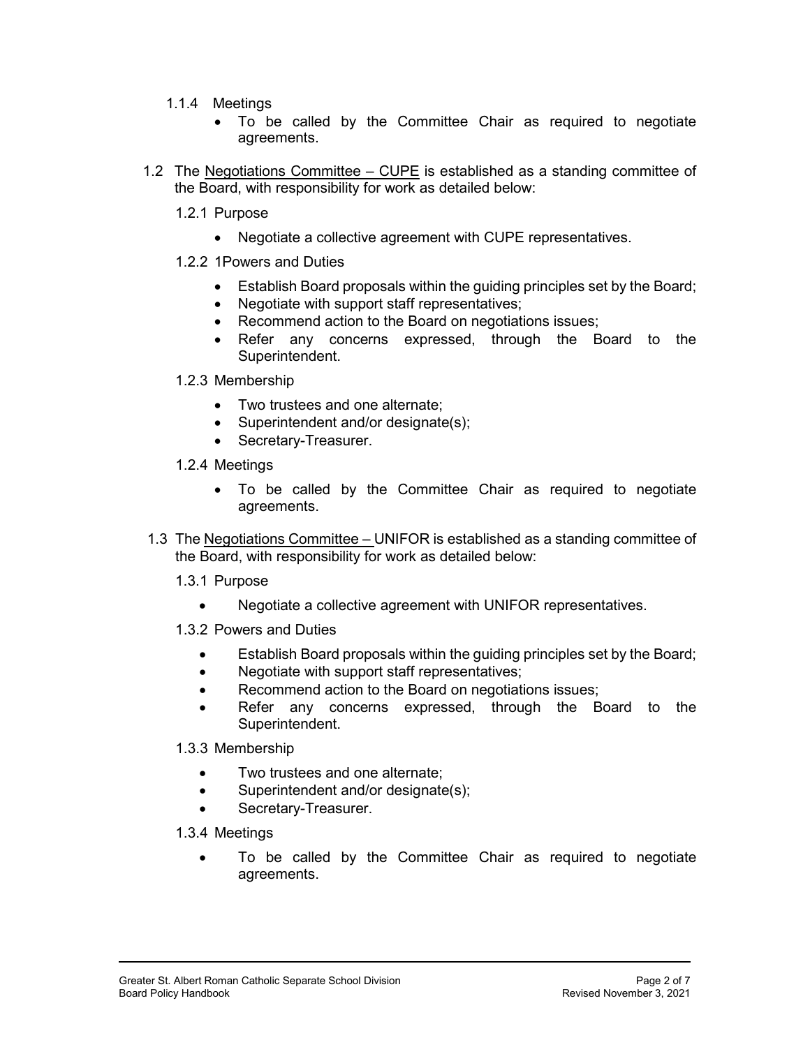1.1.4 Meetings

- To be called by the Committee Chair as required to negotiate agreements.

1.2 The <u>Negotiations Committee – CUPE</u> is established as a standing committee of the Board, with responsibility for work as detailed below:

1.2.1 Purpose

- Negotiate a collective agreement with CUPE representatives.

1.2.2 1Powers and Duties

- Establish Board proposals within the guiding principles set by the Board;
- Negotiate with support staff representatives;
- Recommend action to the Board on negotiations issues;
- Refer any concerns expressed, through the Board to the Superintendent.

1.2.3 Membership

- Two trustees and one alternate;
- Superintendent and/or designate(s);
- Secretary-Treasurer.

1.2.4 Meetings

- To be called by the Committee Chair as required to negotiate agreements.

1.3 The <u>Negotiations Committee –</u> UNIFOR is established as a standing committee of the Board, with responsibility for work as detailed below:

1.3.1 Purpose

- Negotiate a collective agreement with UNIFOR representatives.

1.3.2 Powers and Duties

- Establish Board proposals within the guiding principles set by the Board;
- Negotiate with support staff representatives;
- Recommend action to the Board on negotiations issues;
- Refer any concerns expressed, through the Board to the Superintendent.

1.3.3 Membership

- Two trustees and one alternate;
- Superintendent and/or designate(s);
- Secretary-Treasurer.

1.3.4 Meetings

- To be called by the Committee Chair as required to negotiate agreements.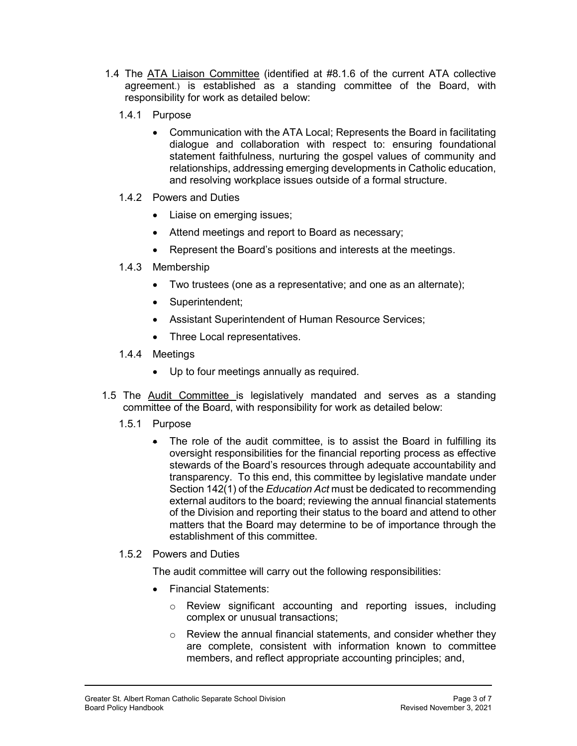1.4 The ATA Liaison Committee (identified at #8.1.6 of the current ATA collective agreement.) is established as a standing committee of the Board, with responsibility for work as detailed below:

1.4.1 Purpose

- Communication with the ATA Local; Represents the Board in facilitating dialogue and collaboration with respect to: ensuring foundational statement faithfulness, nurturing the gospel values of community and relationships, addressing emerging developments in Catholic education, and resolving workplace issues outside of a formal structure.

1.4.2 Powers and Duties

- Liaise on emerging issues;
- Attend meetings and report to Board as necessary;
- Represent the Board's positions and interests at the meetings.

1.4.3 Membership

- Two trustees (one as a representative; and one as an alternate);
- Superintendent;
- Assistant Superintendent of Human Resource Services;
- Three Local representatives.

1.4.4 Meetings

- Up to four meetings annually as required.

1.5 The Audit Committee is legislatively mandated and serves as a standing committee of the Board, with responsibility for work as detailed below:

1.5.1 Purpose

- The role of the audit committee, is to assist the Board in fulfilling its oversight responsibilities for the financial reporting process as effective stewards of the Board's resources through adequate accountability and transparency. To this end, this committee by legislative mandate under Section 142(1) of the *Education Act* must be dedicated to recommending external auditors to the board; reviewing the annual financial statements of the Division and reporting their status to the board and attend to other matters that the Board may determine to be of importance through the establishment of this committee.

1.5.2 Powers and Duties

The audit committee will carry out the following responsibilities:

- Financial Statements:
  - Review significant accounting and reporting issues, including complex or unusual transactions;
  - Review the annual financial statements, and consider whether they are complete, consistent with information known to committee members, and reflect appropriate accounting principles; and,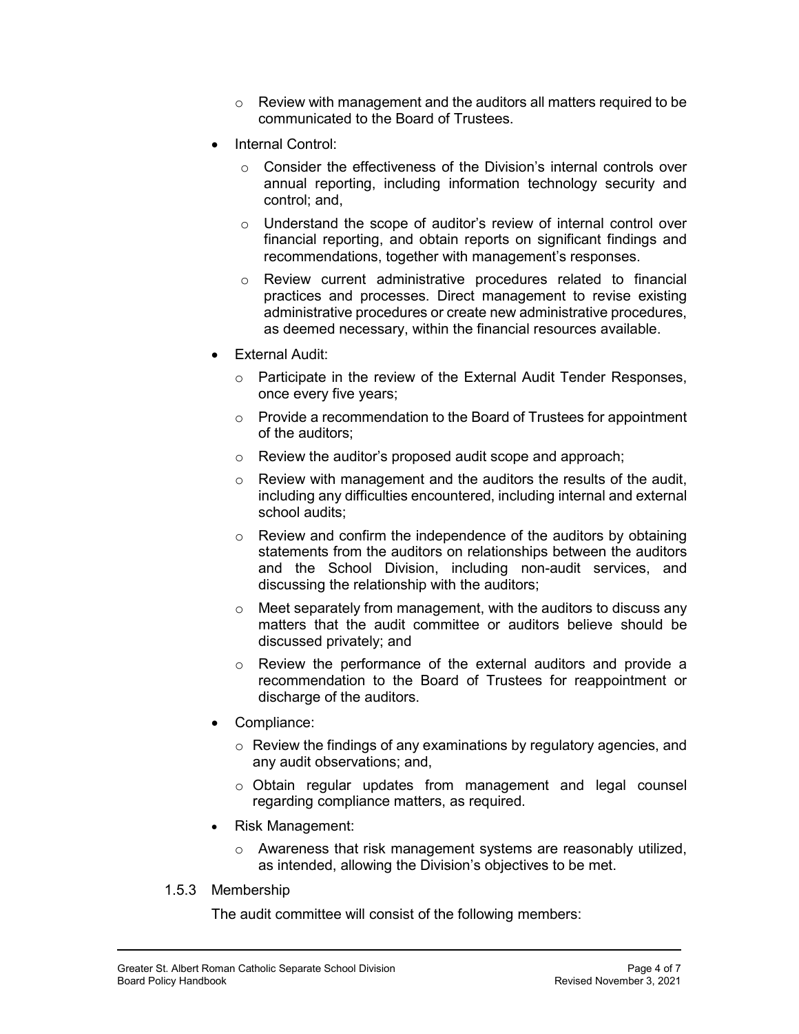- Review with management and the auditors all matters required to be communicated to the Board of Trustees.

- Internal Control:
    - Consider the effectiveness of the Division's internal controls over annual reporting, including information technology security and control; and,
    - Understand the scope of auditor's review of internal control over financial reporting, and obtain reports on significant findings and recommendations, together with management's responses.
    - Review current administrative procedures related to financial practices and processes. Direct management to revise existing administrative procedures or create new administrative procedures, as deemed necessary, within the financial resources available.

- External Audit:
    - Participate in the review of the External Audit Tender Responses, once every five years;
    - Provide a recommendation to the Board of Trustees for appointment of the auditors;
    - Review the auditor's proposed audit scope and approach;
    - Review with management and the auditors the results of the audit, including any difficulties encountered, including internal and external school audits;
    - Review and confirm the independence of the auditors by obtaining statements from the auditors on relationships between the auditors and the School Division, including non-audit services, and discussing the relationship with the auditors;
    - Meet separately from management, with the auditors to discuss any matters that the audit committee or auditors believe should be discussed privately; and
    - Review the performance of the external auditors and provide a recommendation to the Board of Trustees for reappointment or discharge of the auditors.

- Compliance:
    - Review the findings of any examinations by regulatory agencies, and any audit observations; and,
    - Obtain regular updates from management and legal counsel regarding compliance matters, as required.

- Risk Management:
    - Awareness that risk management systems are reasonably utilized, as intended, allowing the Division's objectives to be met.

1.5.3 Membership

The audit committee will consist of the following members: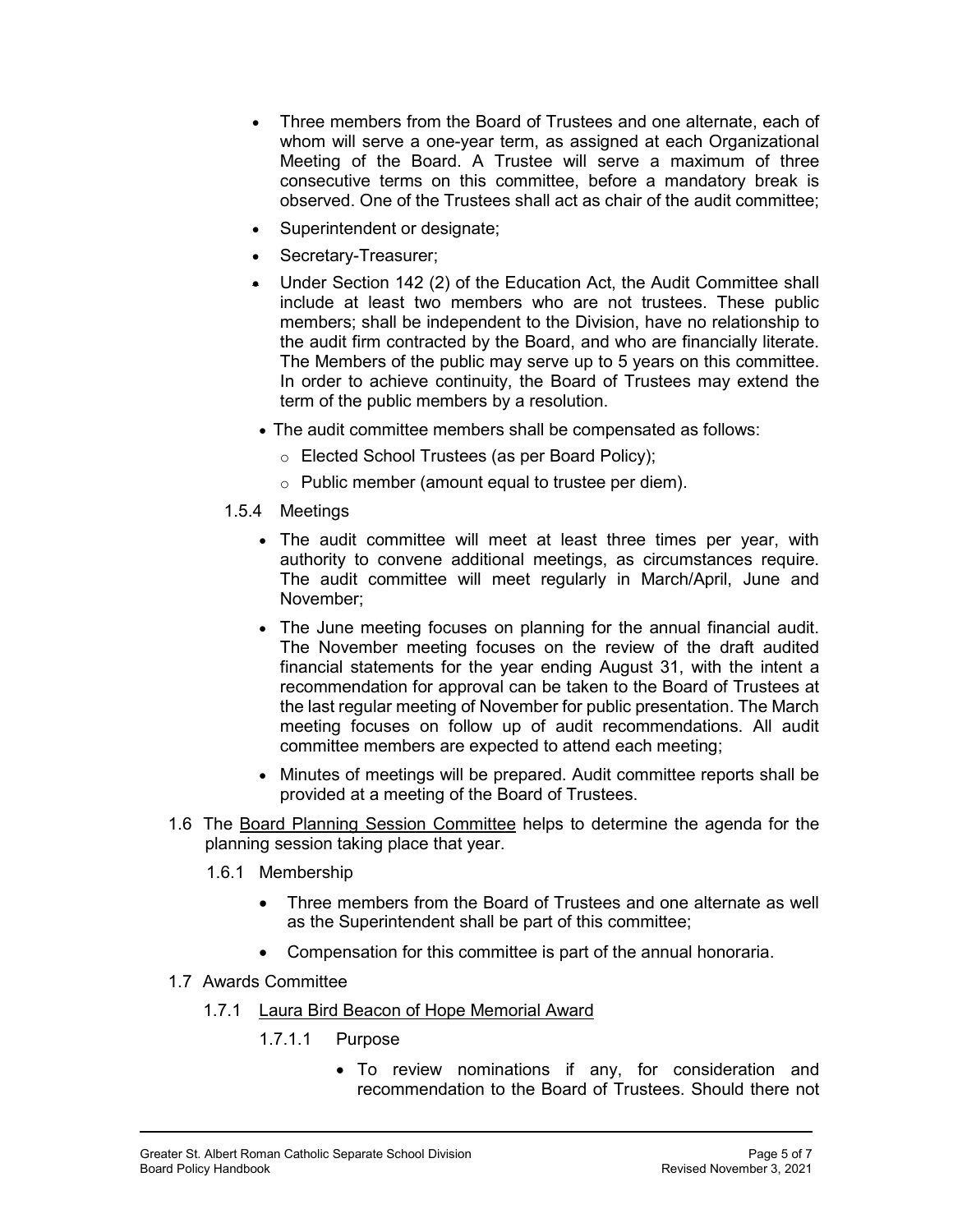- Three members from the Board of Trustees and one alternate, each of whom will serve a one-year term, as assigned at each Organizational Meeting of the Board. A Trustee will serve a maximum of three consecutive terms on this committee, before a mandatory break is observed. One of the Trustees shall act as chair of the audit committee;
- Superintendent or designate;
- Secretary-Treasurer;
- Under Section 142 (2) of the Education Act, the Audit Committee shall include at least two members who are not trustees. These public members; shall be independent to the Division, have no relationship to the audit firm contracted by the Board, and who are financially literate. The Members of the public may serve up to 5 years on this committee. In order to achieve continuity, the Board of Trustees may extend the term of the public members by a resolution.
- The audit committee members shall be compensated as follows:
  - Elected School Trustees (as per Board Policy);
  - Public member (amount equal to trustee per diem).

1.5.4 Meetings

- The audit committee will meet at least three times per year, with authority to convene additional meetings, as circumstances require. The audit committee will meet regularly in March/April, June and November;
- The June meeting focuses on planning for the annual financial audit. The November meeting focuses on the review of the draft audited financial statements for the year ending August 31, with the intent a recommendation for approval can be taken to the Board of Trustees at the last regular meeting of November for public presentation. The March meeting focuses on follow up of audit recommendations. All audit committee members are expected to attend each meeting;
- Minutes of meetings will be prepared. Audit committee reports shall be provided at a meeting of the Board of Trustees.

1.6 The Board Planning Session Committee helps to determine the agenda for the planning session taking place that year.

1.6.1 Membership

- Three members from the Board of Trustees and one alternate as well as the Superintendent shall be part of this committee;
- Compensation for this committee is part of the annual honoraria.

1.7 Awards Committee

1.7.1 Laura Bird Beacon of Hope Memorial Award

1.7.1.1 Purpose

- To review nominations if any, for consideration and recommendation to the Board of Trustees. Should there not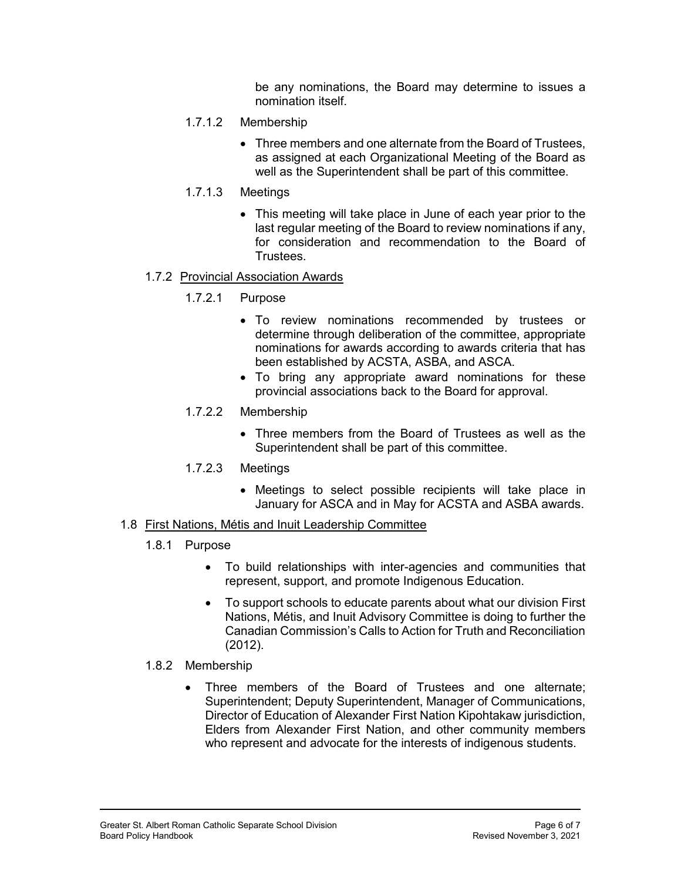be any nominations, the Board may determine to issues a nomination itself.

1.7.1.2 Membership

- Three members and one alternate from the Board of Trustees, as assigned at each Organizational Meeting of the Board as well as the Superintendent shall be part of this committee.

1.7.1.3 Meetings

- This meeting will take place in June of each year prior to the last regular meeting of the Board to review nominations if any, for consideration and recommendation to the Board of Trustees.

1.7.2 Provincial Association Awards

1.7.2.1 Purpose

- To review nominations recommended by trustees or determine through deliberation of the committee, appropriate nominations for awards according to awards criteria that has been established by ACSTA, ASBA, and ASCA.
- To bring any appropriate award nominations for these provincial associations back to the Board for approval.

1.7.2.2 Membership

- Three members from the Board of Trustees as well as the Superintendent shall be part of this committee.

1.7.2.3 Meetings

- Meetings to select possible recipients will take place in January for ASCA and in May for ACSTA and ASBA awards.

1.8 First Nations, Métis and Inuit Leadership Committee

1.8.1 Purpose

- To build relationships with inter-agencies and communities that represent, support, and promote Indigenous Education.
- To support schools to educate parents about what our division First Nations, Métis, and Inuit Advisory Committee is doing to further the Canadian Commission's Calls to Action for Truth and Reconciliation (2012).

1.8.2 Membership

- Three members of the Board of Trustees and one alternate; Superintendent; Deputy Superintendent, Manager of Communications, Director of Education of Alexander First Nation Kipohtakaw jurisdiction, Elders from Alexander First Nation, and other community members who represent and advocate for the interests of indigenous students.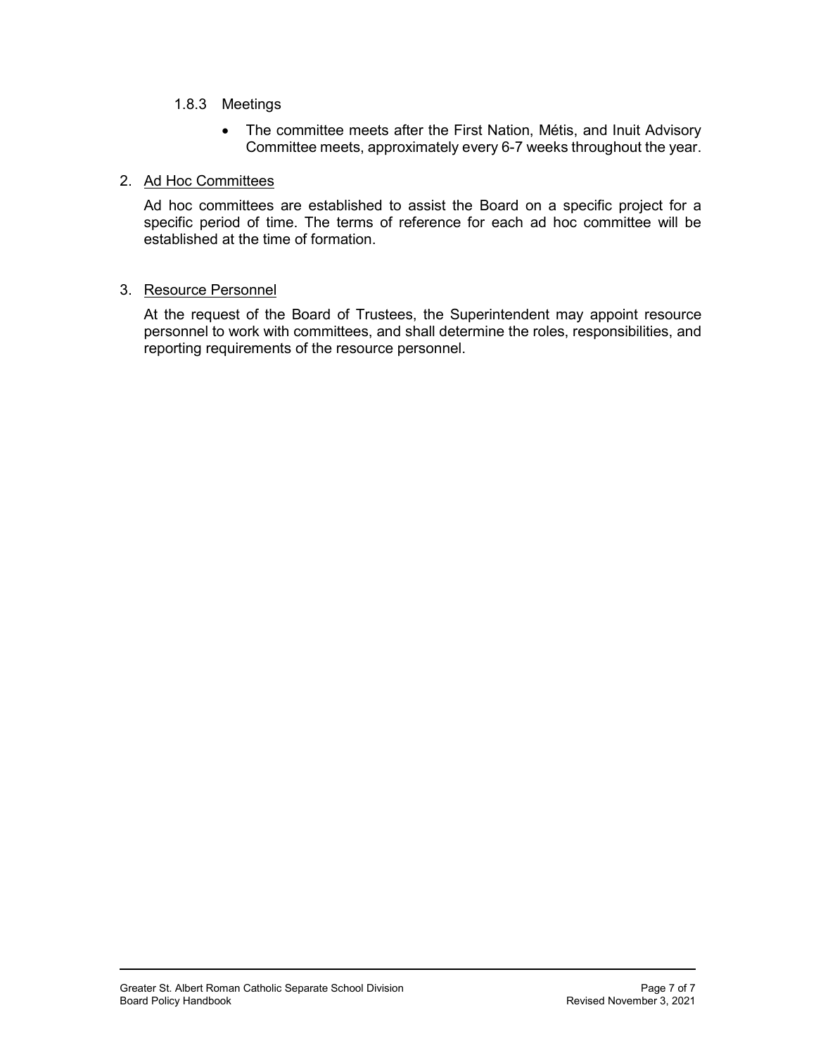1.8.3 Meetings

- The committee meets after the First Nation, Métis, and Inuit Advisory Committee meets, approximately every 6-7 weeks throughout the year.

2. Ad Hoc Committees

   Ad hoc committees are established to assist the Board on a specific project for a specific period of time. The terms of reference for each ad hoc committee will be established at the time of formation.

3. Resource Personnel

   At the request of the Board of Trustees, the Superintendent may appoint resource personnel to work with committees, and shall determine the roles, responsibilities, and reporting requirements of the resource personnel.